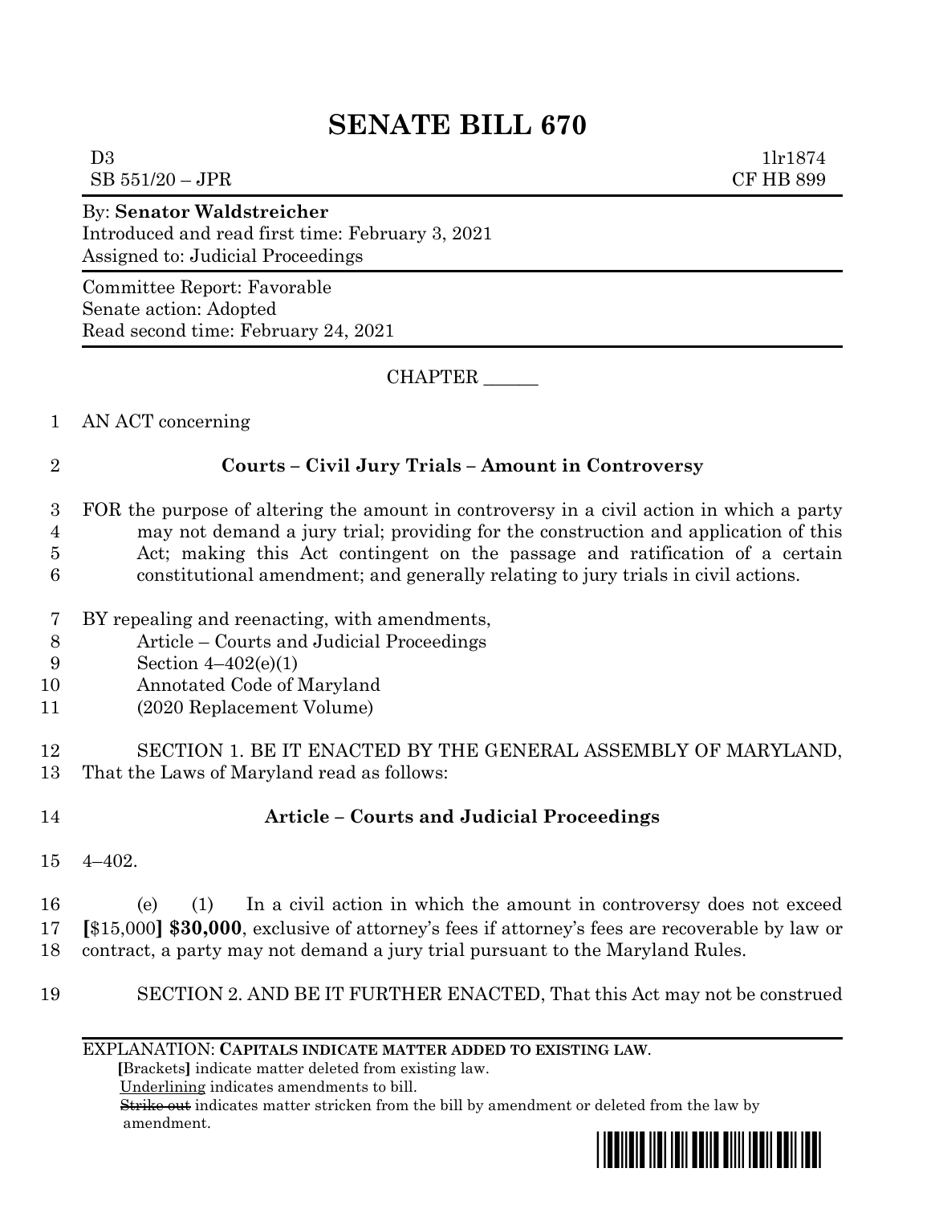# SENATE BILL 670

D3 1lr1874
SB 551/20 – JPR CF HB 899

By: **Senator Waldstreicher**
Introduced and read first time: February 3, 2021
Assigned to: Judicial Proceedings

Committee Report: Favorable
Senate action: Adopted
Read second time: February 24, 2021

CHAPTER ______

1 AN ACT concerning

2 **Courts – Civil Jury Trials – Amount in Controversy**

3 FOR the purpose of altering the amount in controversy in a civil action in which a party
4 may not demand a jury trial; providing for the construction and application of this
5 Act; making this Act contingent on the passage and ratification of a certain
6 constitutional amendment; and generally relating to jury trials in civil actions.

7 BY repealing and reenacting, with amendments,
8 Article – Courts and Judicial Proceedings
9 Section 4–402(e)(1)
10 Annotated Code of Maryland
11 (2020 Replacement Volume)

12 SECTION 1. BE IT ENACTED BY THE GENERAL ASSEMBLY OF MARYLAND,
13 That the Laws of Maryland read as follows:

14 **Article – Courts and Judicial Proceedings**

15 4–402.

16 (e) (1) In a civil action in which the amount in controversy does not exceed
17 **[**$15,000**] $30,000**, exclusive of attorney's fees if attorney's fees are recoverable by law or
18 contract, a party may not demand a jury trial pursuant to the Maryland Rules.

19 SECTION 2. AND BE IT FURTHER ENACTED, That this Act may not be construed

EXPLANATION: **CAPITALS INDICATE MATTER ADDED TO EXISTING LAW.**
**[**Brackets**]** indicate matter deleted from existing law.
Underlining indicates amendments to bill.
~~Strike out~~ indicates matter stricken from the bill by amendment or deleted from the law by amendment.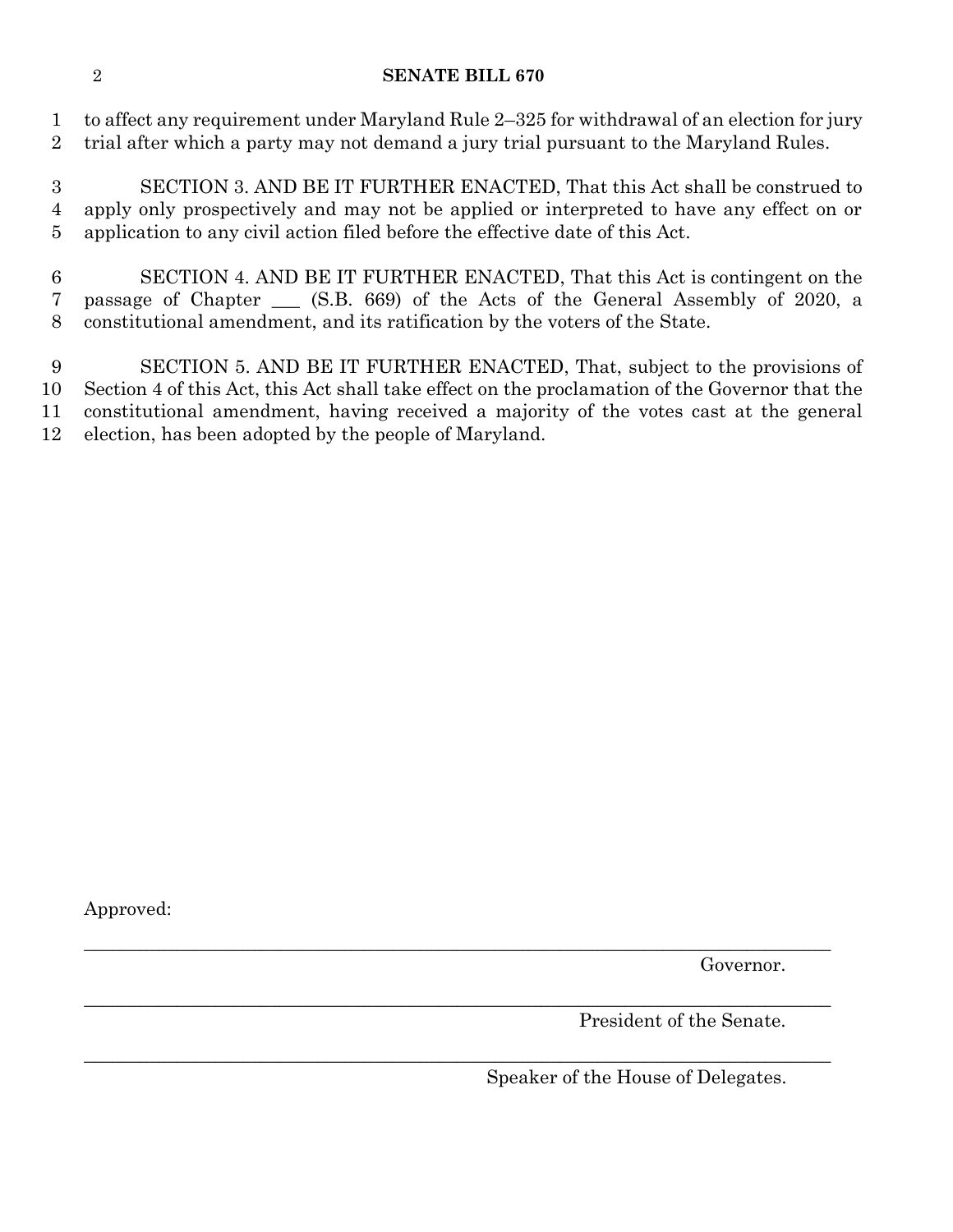to affect any requirement under Maryland Rule 2–325 for withdrawal of an election for jury trial after which a party may not demand a jury trial pursuant to the Maryland Rules.

SECTION 3. AND BE IT FURTHER ENACTED, That this Act shall be construed to apply only prospectively and may not be applied or interpreted to have any effect on or application to any civil action filed before the effective date of this Act.

SECTION 4. AND BE IT FURTHER ENACTED, That this Act is contingent on the passage of Chapter ___ (S.B. 669) of the Acts of the General Assembly of 2020, a constitutional amendment, and its ratification by the voters of the State.

SECTION 5. AND BE IT FURTHER ENACTED, That, subject to the provisions of Section 4 of this Act, this Act shall take effect on the proclamation of the Governor that the constitutional amendment, having received a majority of the votes cast at the general election, has been adopted by the people of Maryland.

Approved:

\_\_\_\_\_\_\_\_\_\_\_\_\_\_\_\_\_\_\_\_\_\_\_\_\_\_\_\_\_\_\_\_\_\_\_\_\_\_\_\_\_\_\_\_\_\_\_\_\_\_\_\_\_\_\_\_\_\_\_\_\_\_\_\_\_\_\_\_\_\_\_\_

Governor.

\_\_\_\_\_\_\_\_\_\_\_\_\_\_\_\_\_\_\_\_\_\_\_\_\_\_\_\_\_\_\_\_\_\_\_\_\_\_\_\_\_\_\_\_\_\_\_\_\_\_\_\_\_\_\_\_\_\_\_\_\_\_\_\_\_\_\_\_\_\_\_\_

President of the Senate.

\_\_\_\_\_\_\_\_\_\_\_\_\_\_\_\_\_\_\_\_\_\_\_\_\_\_\_\_\_\_\_\_\_\_\_\_\_\_\_\_\_\_\_\_\_\_\_\_\_\_\_\_\_\_\_\_\_\_\_\_\_\_\_\_\_\_\_\_\_\_\_\_

Speaker of the House of Delegates.